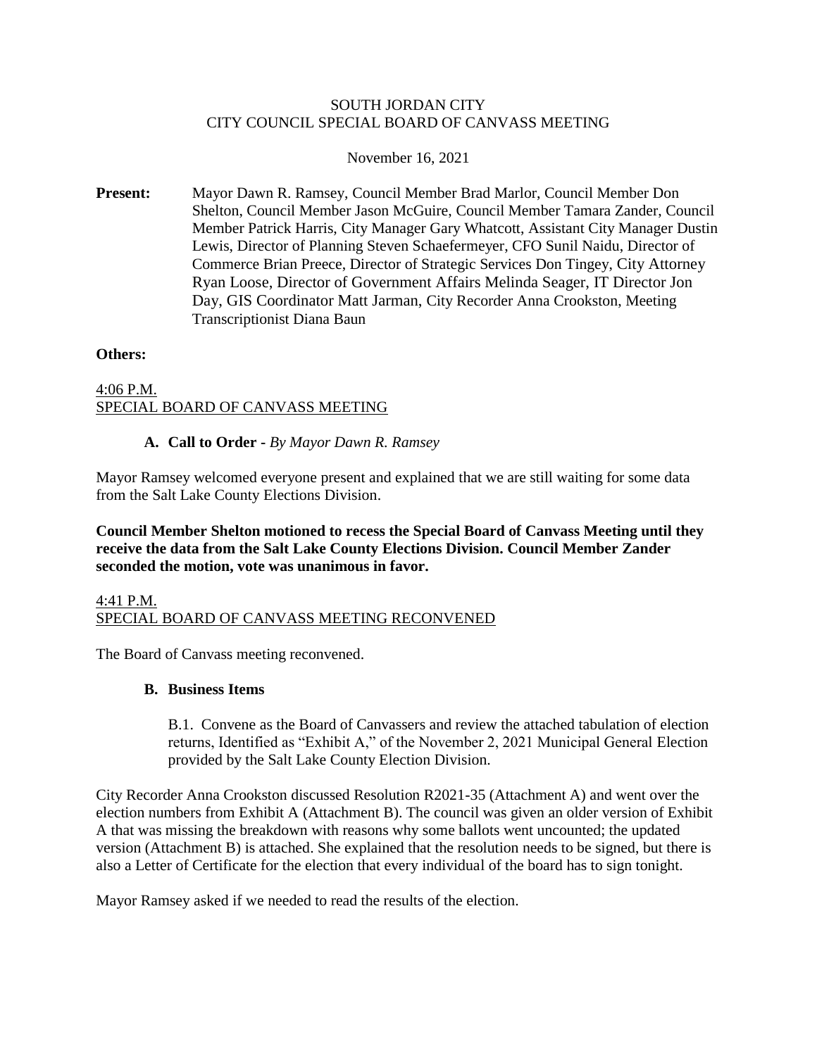SOUTH JORDAN CITY
CITY COUNCIL SPECIAL BOARD OF CANVASS MEETING

November 16, 2021

**Present:** Mayor Dawn R. Ramsey, Council Member Brad Marlor, Council Member Don Shelton, Council Member Jason McGuire, Council Member Tamara Zander, Council Member Patrick Harris, City Manager Gary Whatcott, Assistant City Manager Dustin Lewis, Director of Planning Steven Schaefermeyer, CFO Sunil Naidu, Director of Commerce Brian Preece, Director of Strategic Services Don Tingey, City Attorney Ryan Loose, Director of Government Affairs Melinda Seager, IT Director Jon Day, GIS Coordinator Matt Jarman, City Recorder Anna Crookston, Meeting Transcriptionist Diana Baun

**Others:**

4:06 P.M.
SPECIAL BOARD OF CANVASS MEETING

**A. Call to Order -** *By Mayor Dawn R. Ramsey*

Mayor Ramsey welcomed everyone present and explained that we are still waiting for some data from the Salt Lake County Elections Division.

**Council Member Shelton motioned to recess the Special Board of Canvass Meeting until they receive the data from the Salt Lake County Elections Division. Council Member Zander seconded the motion, vote was unanimous in favor.**

4:41 P.M.
SPECIAL BOARD OF CANVASS MEETING RECONVENED

The Board of Canvass meeting reconvened.

**B. Business Items**

B.1. Convene as the Board of Canvassers and review the attached tabulation of election returns, Identified as "Exhibit A," of the November 2, 2021 Municipal General Election provided by the Salt Lake County Election Division.

City Recorder Anna Crookston discussed Resolution R2021-35 (Attachment A) and went over the election numbers from Exhibit A (Attachment B). The council was given an older version of Exhibit A that was missing the breakdown with reasons why some ballots went uncounted; the updated version (Attachment B) is attached. She explained that the resolution needs to be signed, but there is also a Letter of Certificate for the election that every individual of the board has to sign tonight.

Mayor Ramsey asked if we needed to read the results of the election.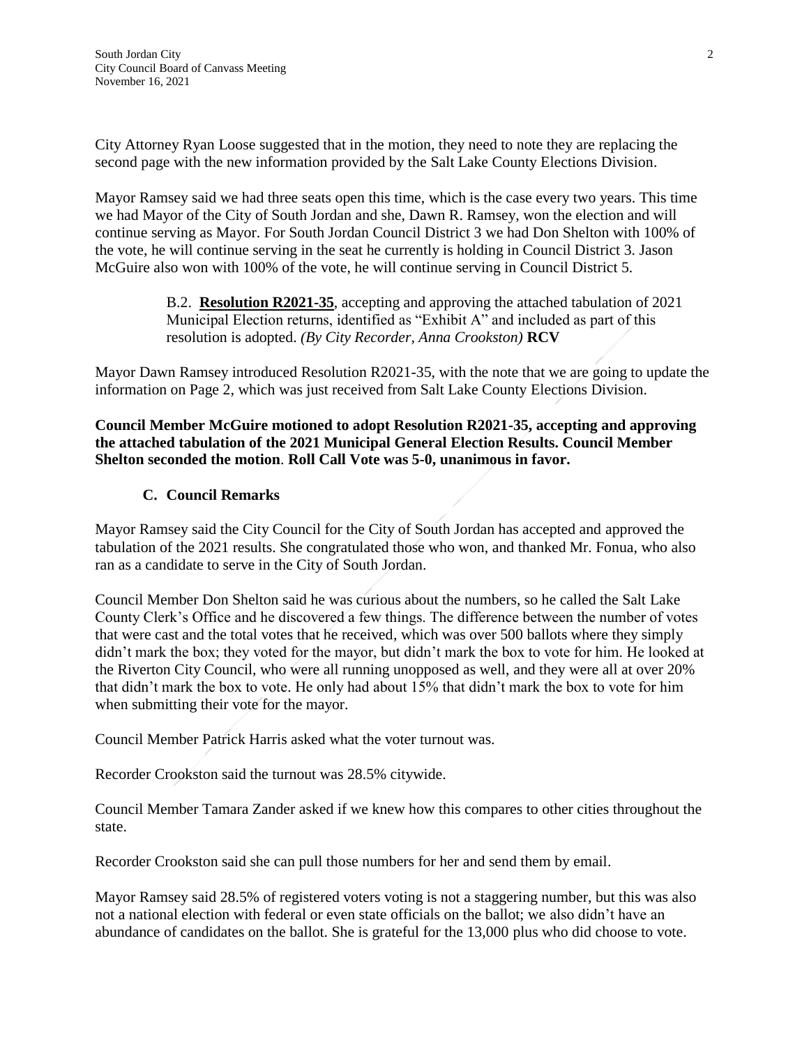City Attorney Ryan Loose suggested that in the motion, they need to note they are replacing the second page with the new information provided by the Salt Lake County Elections Division.

Mayor Ramsey said we had three seats open this time, which is the case every two years. This time we had Mayor of the City of South Jordan and she, Dawn R. Ramsey, won the election and will continue serving as Mayor. For South Jordan Council District 3 we had Don Shelton with 100% of the vote, he will continue serving in the seat he currently is holding in Council District 3. Jason McGuire also won with 100% of the vote, he will continue serving in Council District 5.

> B.2. **Resolution R2021-35**, accepting and approving the attached tabulation of 2021 Municipal Election returns, identified as "Exhibit A" and included as part of this resolution is adopted. *(By City Recorder, Anna Crookston)* **RCV**

Mayor Dawn Ramsey introduced Resolution R2021-35, with the note that we are going to update the information on Page 2, which was just received from Salt Lake County Elections Division.

**Council Member McGuire motioned to adopt Resolution R2021-35, accepting and approving the attached tabulation of the 2021 Municipal General Election Results. Council Member Shelton seconded the motion. Roll Call Vote was 5-0, unanimous in favor.**

### C. Council Remarks

Mayor Ramsey said the City Council for the City of South Jordan has accepted and approved the tabulation of the 2021 results. She congratulated those who won, and thanked Mr. Fonua, who also ran as a candidate to serve in the City of South Jordan.

Council Member Don Shelton said he was curious about the numbers, so he called the Salt Lake County Clerk's Office and he discovered a few things. The difference between the number of votes that were cast and the total votes that he received, which was over 500 ballots where they simply didn't mark the box; they voted for the mayor, but didn't mark the box to vote for him. He looked at the Riverton City Council, who were all running unopposed as well, and they were all at over 20% that didn't mark the box to vote. He only had about 15% that didn't mark the box to vote for him when submitting their vote for the mayor.

Council Member Patrick Harris asked what the voter turnout was.

Recorder Crookston said the turnout was 28.5% citywide.

Council Member Tamara Zander asked if we knew how this compares to other cities throughout the state.

Recorder Crookston said she can pull those numbers for her and send them by email.

Mayor Ramsey said 28.5% of registered voters voting is not a staggering number, but this was also not a national election with federal or even state officials on the ballot; we also didn't have an abundance of candidates on the ballot. She is grateful for the 13,000 plus who did choose to vote.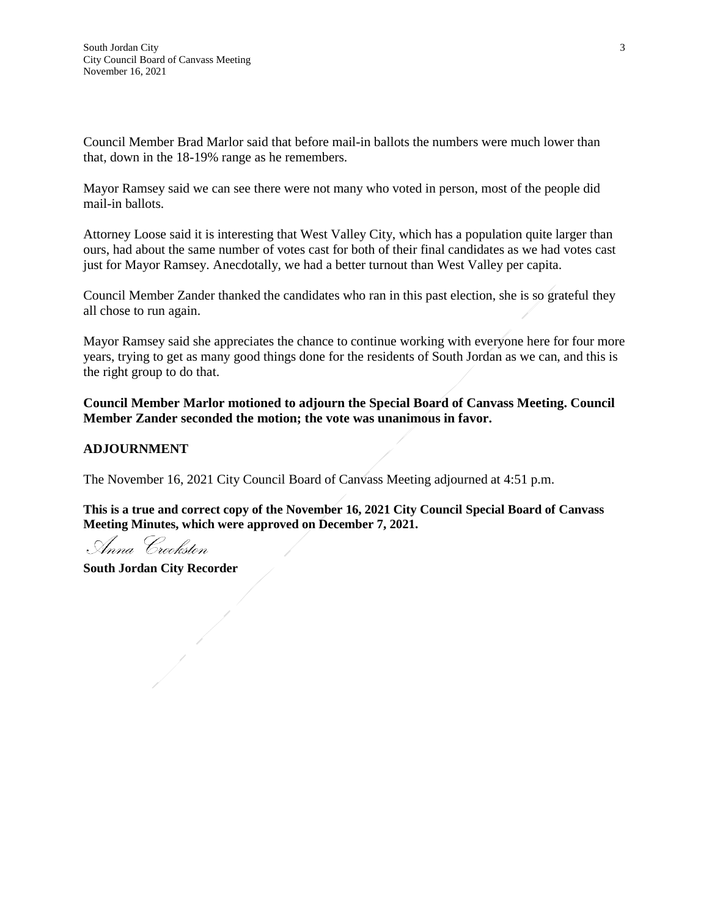Council Member Brad Marlor said that before mail-in ballots the numbers were much lower than that, down in the 18-19% range as he remembers.

Mayor Ramsey said we can see there were not many who voted in person, most of the people did mail-in ballots.

Attorney Loose said it is interesting that West Valley City, which has a population quite larger than ours, had about the same number of votes cast for both of their final candidates as we had votes cast just for Mayor Ramsey. Anecdotally, we had a better turnout than West Valley per capita.

Council Member Zander thanked the candidates who ran in this past election, she is so grateful they all chose to run again.

Mayor Ramsey said she appreciates the chance to continue working with everyone here for four more years, trying to get as many good things done for the residents of South Jordan as we can, and this is the right group to do that.

**Council Member Marlor motioned to adjourn the Special Board of Canvass Meeting. Council Member Zander seconded the motion; the vote was unanimous in favor.**

**ADJOURNMENT**

The November 16, 2021 City Council Board of Canvass Meeting adjourned at 4:51 p.m.

**This is a true and correct copy of the November 16, 2021 City Council Special Board of Canvass Meeting Minutes, which were approved on December 7, 2021.**

*Anna Crookston*

**South Jordan City Recorder**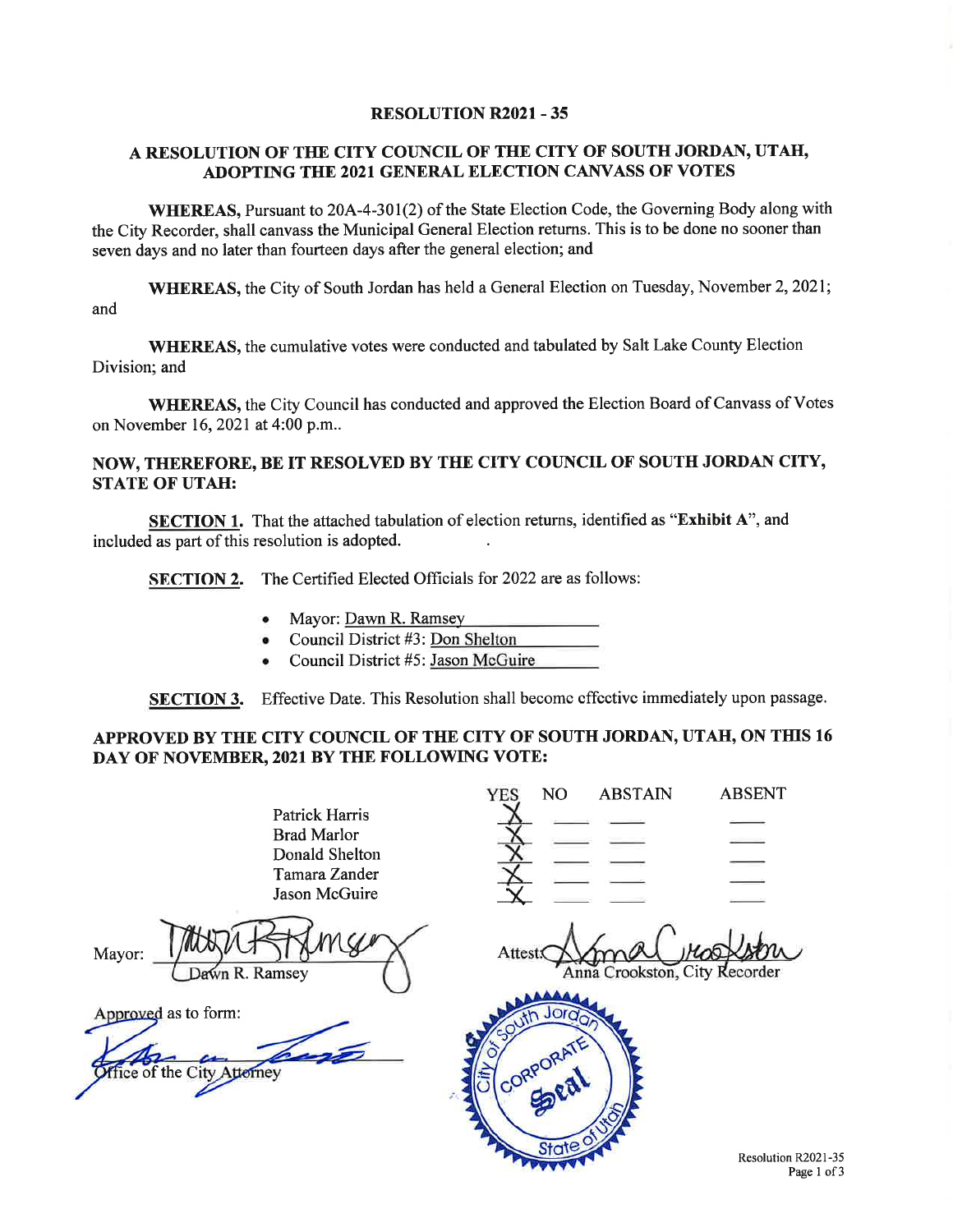# RESOLUTION R2021 - 35

## A RESOLUTION OF THE CITY COUNCIL OF THE CITY OF SOUTH JORDAN, UTAH, ADOPTING THE 2021 GENERAL ELECTION CANVASS OF VOTES

**WHEREAS,** Pursuant to 20A-4-301(2) of the State Election Code, the Governing Body along with the City Recorder, shall canvass the Municipal General Election returns. This is to be done no sooner than seven days and no later than fourteen days after the general election; and

**WHEREAS,** the City of South Jordan has held a General Election on Tuesday, November 2, 2021; and

**WHEREAS,** the cumulative votes were conducted and tabulated by Salt Lake County Election Division; and

**WHEREAS,** the City Council has conducted and approved the Election Board of Canvass of Votes on November 16, 2021 at 4:00 p.m..

**NOW, THEREFORE, BE IT RESOLVED BY THE CITY COUNCIL OF SOUTH JORDAN CITY, STATE OF UTAH:**

**SECTION 1.** That the attached tabulation of election returns, identified as "**Exhibit A**", and included as part of this resolution is adopted.

**SECTION 2.** The Certified Elected Officials for 2022 are as follows:

- Mayor: Dawn R. Ramsey
- Council District #3: Don Shelton
- Council District #5: Jason McGuire

**SECTION 3.** Effective Date. This Resolution shall become effective immediately upon passage.

**APPROVED BY THE CITY COUNCIL OF THE CITY OF SOUTH JORDAN, UTAH, ON THIS 16 DAY OF NOVEMBER, 2021 BY THE FOLLOWING VOTE:**

| | YES | NO | ABSTAIN | ABSENT |
|---|---|---|---|---|
| Patrick Harris | X | | | |
| Brad Marlor | X | | | |
| Donald Shelton | X | | | |
| Tamara Zander | X | | | |
| Jason McGuire | X | | | |

Mayor: [signature]
Dawn R. Ramsey

Attest: [signature]
Anna Crookston, City Recorder

Approved as to form:
[signature]
Office of the City Attorney

[Seal: City of South Jordan, Corporate Seal, State of Utah]

Resolution R2021-35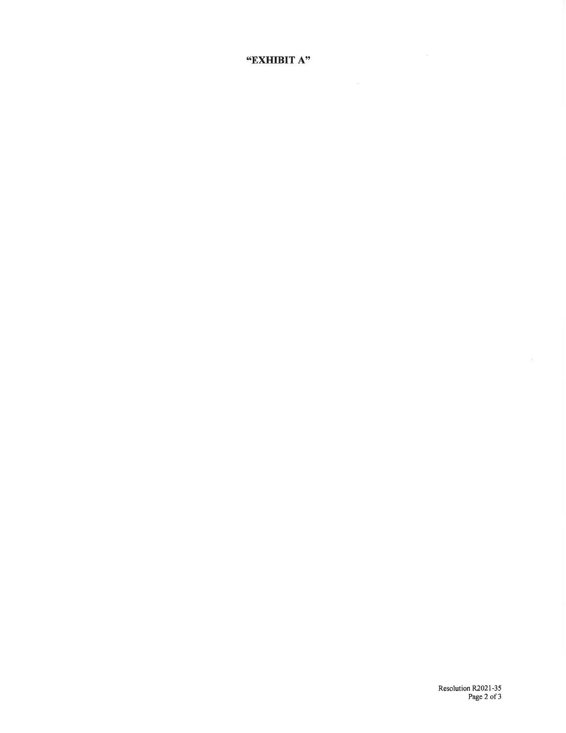**"EXHIBIT A"**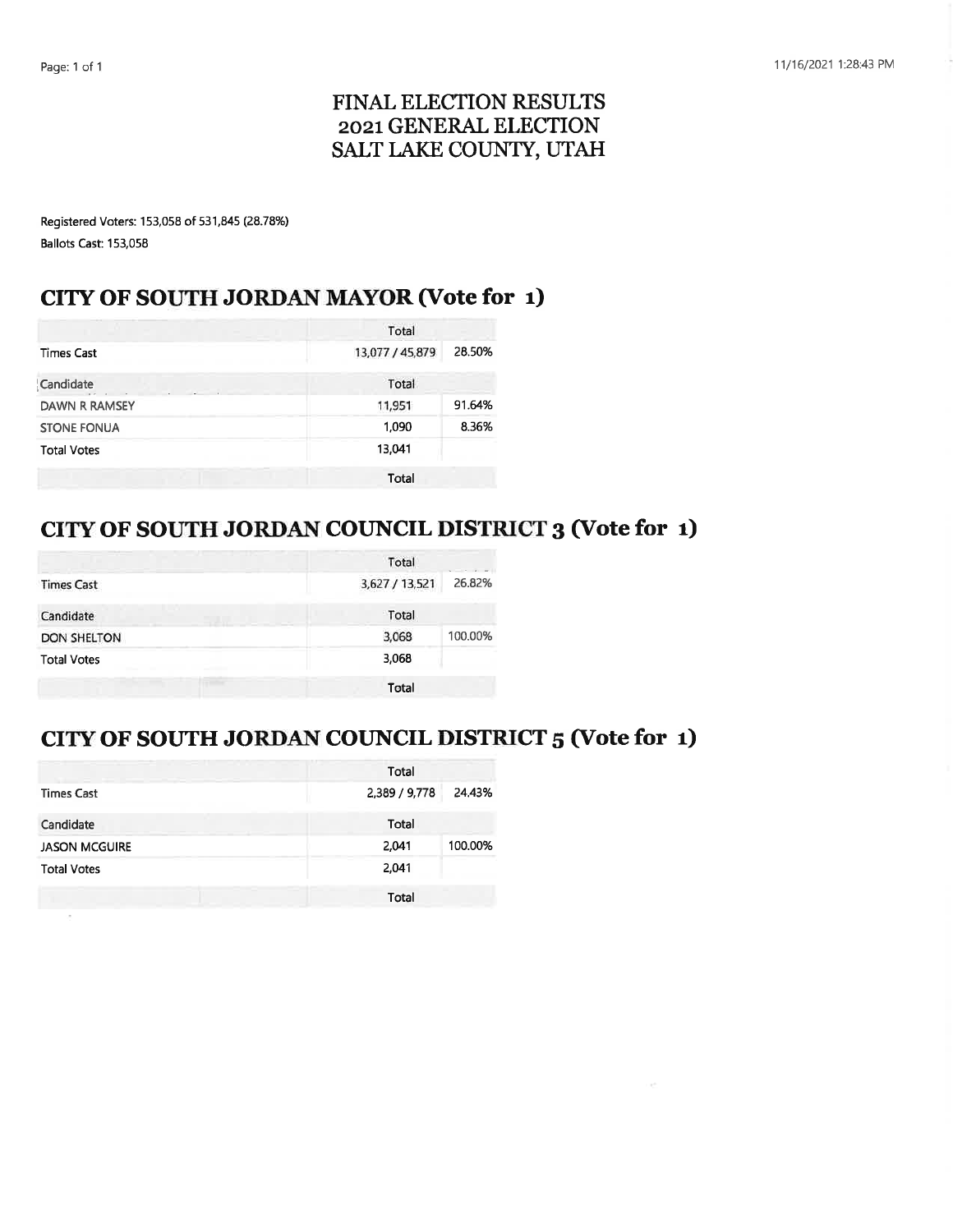# FINAL ELECTION RESULTS
# 2021 GENERAL ELECTION
# SALT LAKE COUNTY, UTAH

Registered Voters: 153,058 of 531,845 (28.78%)

Ballots Cast: 153,058

## CITY OF SOUTH JORDAN MAYOR (Vote for 1)

| | Total | |
|---|---|---|
| Times Cast | 13,077 / 45,879 | 28.50% |
| Candidate | Total | |
| DAWN R RAMSEY | 11,951 | 91.64% |
| STONE FONUA | 1,090 | 8.36% |
| Total Votes | 13,041 | |
| | Total | |

## CITY OF SOUTH JORDAN COUNCIL DISTRICT 3 (Vote for 1)

| | Total | |
|---|---|---|
| Times Cast | 3,627 / 13,521 | 26.82% |
| Candidate | Total | |
| DON SHELTON | 3,068 | 100.00% |
| Total Votes | 3,068 | |
| | Total | |

## CITY OF SOUTH JORDAN COUNCIL DISTRICT 5 (Vote for 1)

| | Total | |
|---|---|---|
| Times Cast | 2,389 / 9,778 | 24.43% |
| Candidate | Total | |
| JASON MCGUIRE | 2,041 | 100.00% |
| Total Votes | 2,041 | |
| | Total | |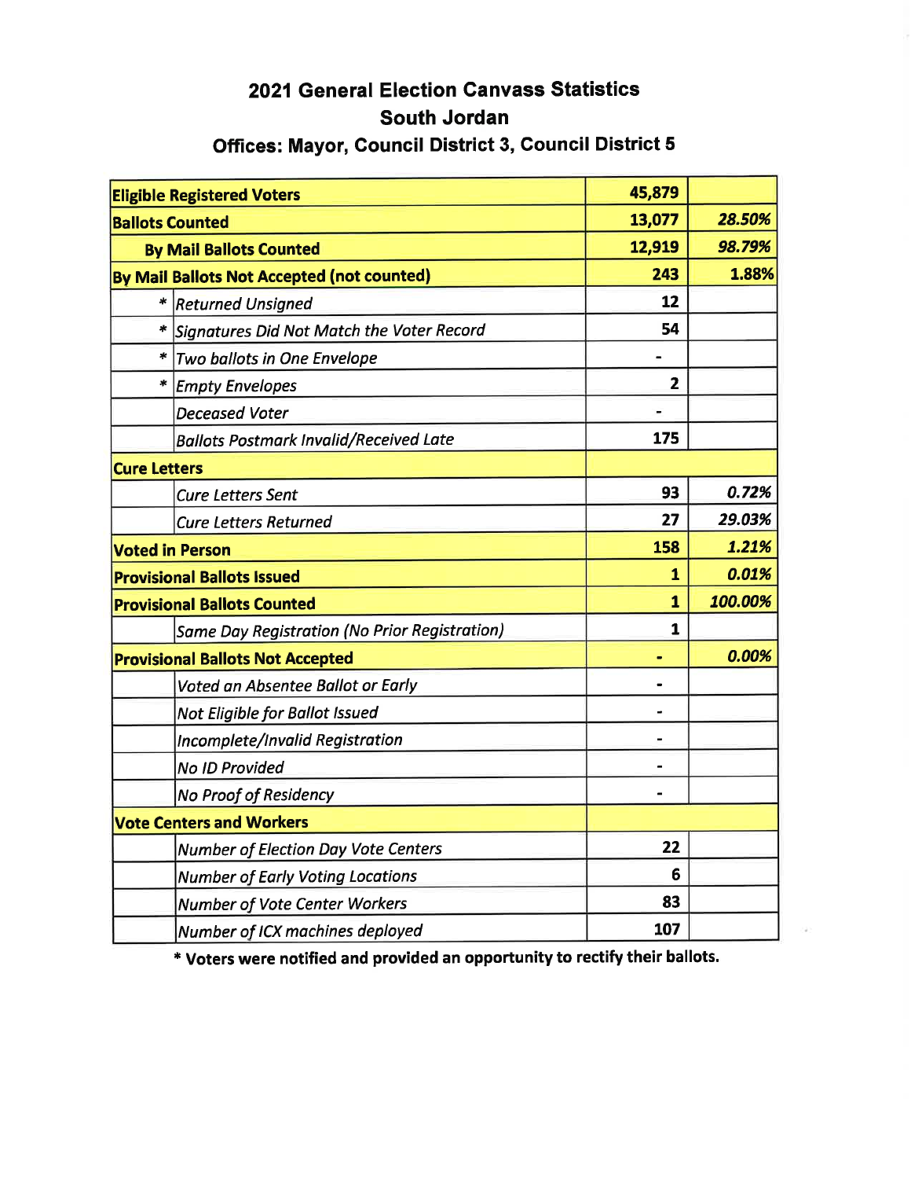# 2021 General Election Canvass Statistics
## South Jordan
### Offices: Mayor, Council District 3, Council District 5

| | | | |
|---|---|---|---|
| **Eligible Registered Voters** | | 45,879 | |
| **Ballots Counted** | | 13,077 | 28.50% |
| **By Mail Ballots Counted** | | 12,919 | 98.79% |
| **By Mail Ballots Not Accepted (not counted)** | | 243 | 1.88% |
| * | *Returned Unsigned* | 12 | |
| * | *Signatures Did Not Match the Voter Record* | 54 | |
| * | *Two ballots in One Envelope* | - | |
| * | *Empty Envelopes* | 2 | |
| | *Deceased Voter* | - | |
| | *Ballots Postmark Invalid/Received Late* | 175 | |
| **Cure Letters** | | | |
| | *Cure Letters Sent* | 93 | 0.72% |
| | *Cure Letters Returned* | 27 | 29.03% |
| **Voted in Person** | | 158 | 1.21% |
| **Provisional Ballots Issued** | | 1 | 0.01% |
| **Provisional Ballots Counted** | | 1 | 100.00% |
| | *Same Day Registration (No Prior Registration)* | 1 | |
| **Provisional Ballots Not Accepted** | | - | 0.00% |
| | *Voted an Absentee Ballot or Early* | - | |
| | *Not Eligible for Ballot Issued* | - | |
| | *Incomplete/Invalid Registration* | - | |
| | *No ID Provided* | - | |
| | *No Proof of Residency* | - | |
| **Vote Centers and Workers** | | | |
| | *Number of Election Day Vote Centers* | 22 | |
| | *Number of Early Voting Locations* | 6 | |
| | *Number of Vote Center Workers* | 83 | |
| | *Number of ICX machines deployed* | 107 | |

**\* Voters were notified and provided an opportunity to rectify their ballots.**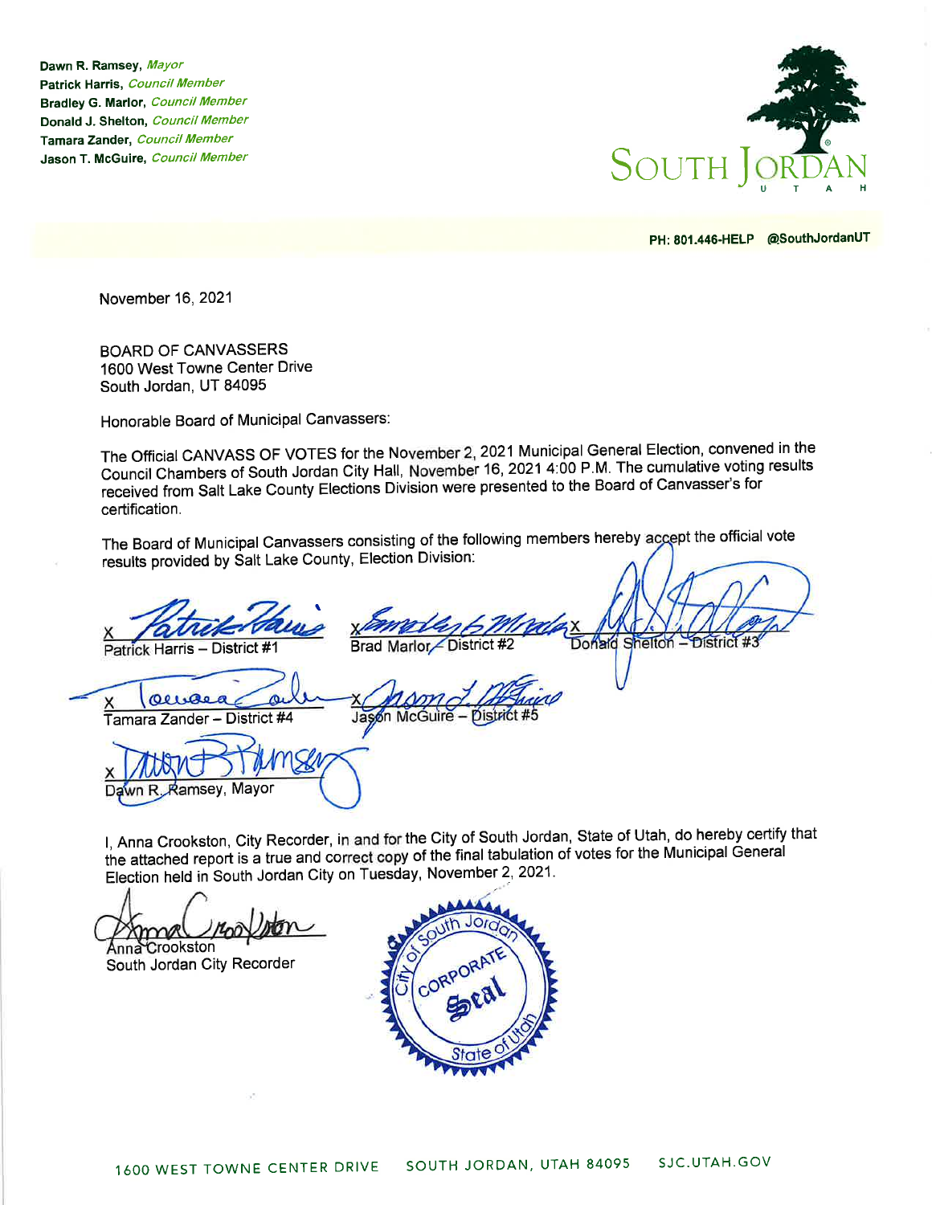**Dawn R. Ramsey,** *Mayor*
**Patrick Harris,** *Council Member*
**Bradley G. Marlor,** *Council Member*
**Donald J. Shelton,** *Council Member*
**Tamara Zander,** *Council Member*
**Jason T. McGuire,** *Council Member*

SOUTH JORDAN
UTAH

**PH: 801.446-HELP @SouthJordanUT**

November 16, 2021

BOARD OF CANVASSERS
1600 West Towne Center Drive
South Jordan, UT 84095

Honorable Board of Municipal Canvassers:

The Official CANVASS OF VOTES for the November 2, 2021 Municipal General Election, convened in the Council Chambers of South Jordan City Hall, November 16, 2021 4:00 P.M. The cumulative voting results received from Salt Lake County Elections Division were presented to the Board of Canvasser's for certification.

The Board of Municipal Canvassers consisting of the following members hereby accept the official vote results provided by Salt Lake County, Election Division:

X ______________________
Patrick Harris – District #1

X ______________________
Brad Marlor – District #2

X ______________________
Donald Shelton – District #3

X ______________________
Tamara Zander – District #4

X ______________________
Jason McGuire – District #5

X ______________________
Dawn R. Ramsey, Mayor

I, Anna Crookston, City Recorder, in and for the City of South Jordan, State of Utah, do hereby certify that the attached report is a true and correct copy of the final tabulation of votes for the Municipal General Election held in South Jordan City on Tuesday, November 2, 2021.

______________________
Anna Crookston
South Jordan City Recorder

City of South Jordan CORPORATE Seal State of Utah

1600 WEST TOWNE CENTER DRIVE SOUTH JORDAN, UTAH 84095 SJC.UTAH.GOV